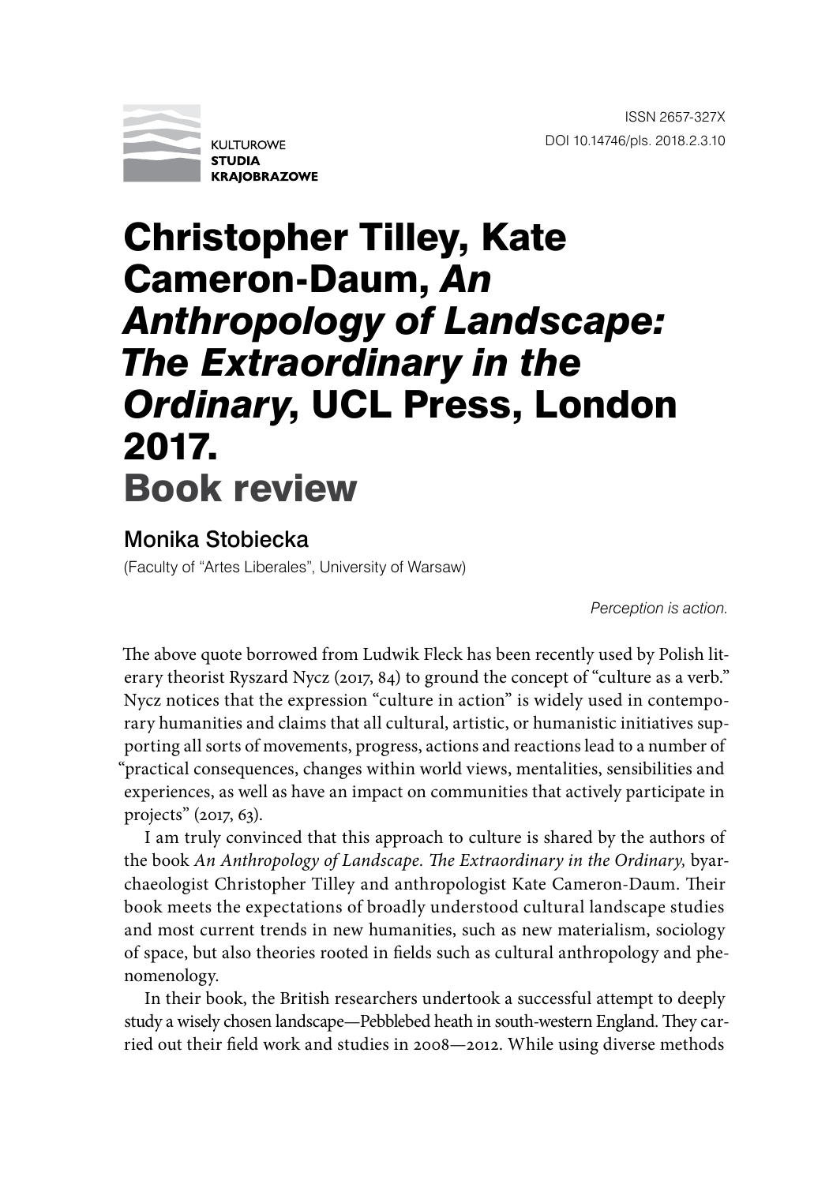ISSN 2657-327X
DOI 10.14746/pls. 2018.2.3.10

KULTUROWE **STUDIA KRAJOBRAZOWE**

# Christopher Tilley, Kate Cameron-Daum, *An Anthropology of Landscape: The Extraordinary in the Ordinary*, UCL Press, London 2017. Book review

## Monika Stobiecka

(Faculty of "Artes Liberales", University of Warsaw)

*Perception is action.*

The above quote borrowed from Ludwik Fleck has been recently used by Polish literary theorist Ryszard Nycz (2017, 84) to ground the concept of "culture as a verb." Nycz notices that the expression "culture in action" is widely used in contemporary humanities and claims that all cultural, artistic, or humanistic initiatives supporting all sorts of movements, progress, actions and reactions lead to a number of "practical consequences, changes within world views, mentalities, sensibilities and experiences, as well as have an impact on communities that actively participate in projects" (2017, 63).

I am truly convinced that this approach to culture is shared by the authors of the book *An Anthropology of Landscape. The Extraordinary in the Ordinary,* byarchaeologist Christopher Tilley and anthropologist Kate Cameron-Daum. Their book meets the expectations of broadly understood cultural landscape studies and most current trends in new humanities, such as new materialism, sociology of space, but also theories rooted in fields such as cultural anthropology and phenomenology.

In their book, the British researchers undertook a successful attempt to deeply study a wisely chosen landscape—Pebblebed heath in south-western England. They carried out their field work and studies in 2008—2012. While using diverse methods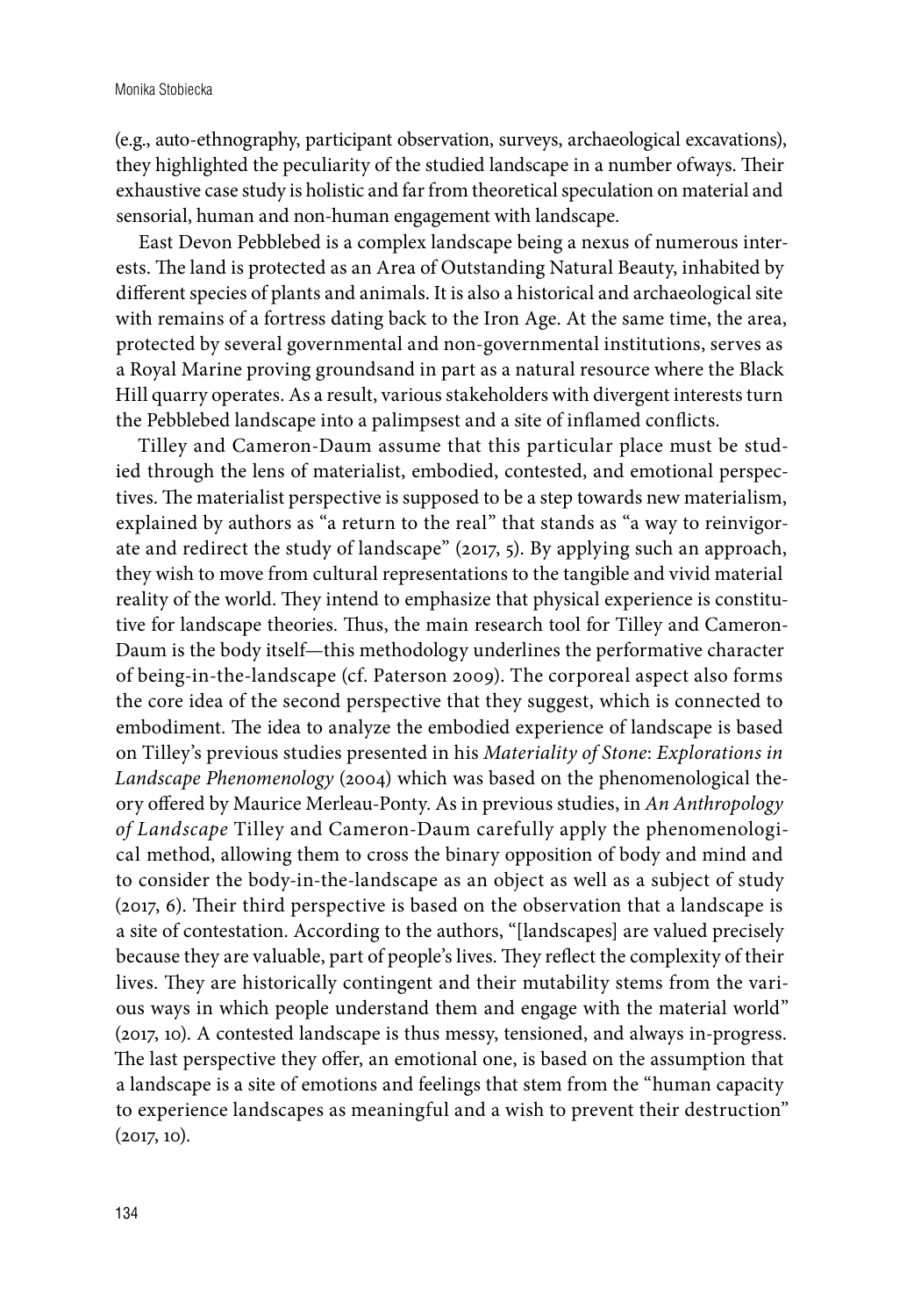(e.g., auto-ethnography, participant observation, surveys, archaeological excavations), they highlighted the peculiarity of the studied landscape in a number ofways. Their exhaustive case study is holistic and far from theoretical speculation on material and sensorial, human and non-human engagement with landscape.

East Devon Pebblebed is a complex landscape being a nexus of numerous interests. The land is protected as an Area of Outstanding Natural Beauty, inhabited by different species of plants and animals. It is also a historical and archaeological site with remains of a fortress dating back to the Iron Age. At the same time, the area, protected by several governmental and non-governmental institutions, serves as a Royal Marine proving groundsand in part as a natural resource where the Black Hill quarry operates. As a result, various stakeholders with divergent interests turn the Pebblebed landscape into a palimpsest and a site of inflamed conflicts.

Tilley and Cameron-Daum assume that this particular place must be studied through the lens of materialist, embodied, contested, and emotional perspectives. The materialist perspective is supposed to be a step towards new materialism, explained by authors as "a return to the real" that stands as "a way to reinvigorate and redirect the study of landscape" (2017, 5). By applying such an approach, they wish to move from cultural representations to the tangible and vivid material reality of the world. They intend to emphasize that physical experience is constitutive for landscape theories. Thus, the main research tool for Tilley and Cameron-Daum is the body itself—this methodology underlines the performative character of being-in-the-landscape (cf. Paterson 2009). The corporeal aspect also forms the core idea of the second perspective that they suggest, which is connected to embodiment. The idea to analyze the embodied experience of landscape is based on Tilley's previous studies presented in his *Materiality of Stone*: *Explorations in Landscape Phenomenology* (2004) which was based on the phenomenological theory offered by Maurice Merleau-Ponty. As in previous studies, in *An Anthropology of Landscape* Tilley and Cameron-Daum carefully apply the phenomenological method, allowing them to cross the binary opposition of body and mind and to consider the body-in-the-landscape as an object as well as a subject of study (2017, 6). Their third perspective is based on the observation that a landscape is a site of contestation. According to the authors, "[landscapes] are valued precisely because they are valuable, part of people's lives. They reflect the complexity of their lives. They are historically contingent and their mutability stems from the various ways in which people understand them and engage with the material world" (2017, 10). A contested landscape is thus messy, tensioned, and always in-progress. The last perspective they offer, an emotional one, is based on the assumption that a landscape is a site of emotions and feelings that stem from the "human capacity to experience landscapes as meaningful and a wish to prevent their destruction" (2017, 10).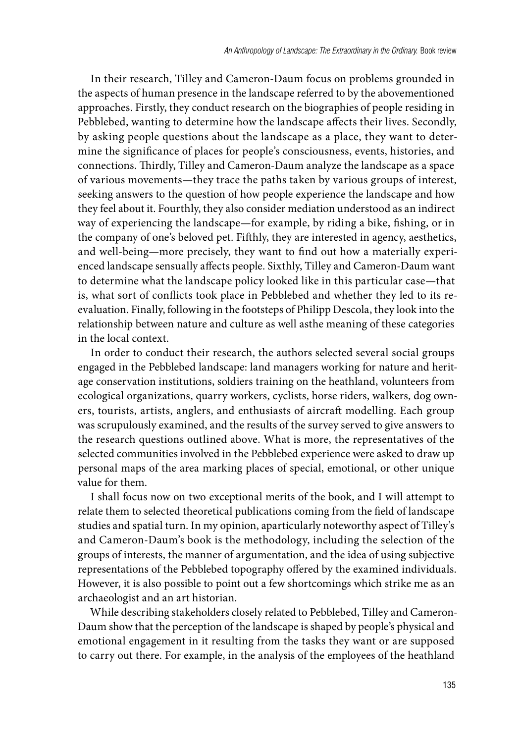In their research, Tilley and Cameron-Daum focus on problems grounded in the aspects of human presence in the landscape referred to by the abovementioned approaches. Firstly, they conduct research on the biographies of people residing in Pebblebed, wanting to determine how the landscape affects their lives. Secondly, by asking people questions about the landscape as a place, they want to determine the significance of places for people's consciousness, events, histories, and connections. Thirdly, Tilley and Cameron-Daum analyze the landscape as a space of various movements—they trace the paths taken by various groups of interest, seeking answers to the question of how people experience the landscape and how they feel about it. Fourthly, they also consider mediation understood as an indirect way of experiencing the landscape—for example, by riding a bike, fishing, or in the company of one's beloved pet. Fifthly, they are interested in agency, aesthetics, and well-being—more precisely, they want to find out how a materially experienced landscape sensually affects people. Sixthly, Tilley and Cameron-Daum want to determine what the landscape policy looked like in this particular case—that is, what sort of conflicts took place in Pebblebed and whether they led to its re-evaluation. Finally, following in the footsteps of Philipp Descola, they look into the relationship between nature and culture as well asthe meaning of these categories in the local context.

In order to conduct their research, the authors selected several social groups engaged in the Pebblebed landscape: land managers working for nature and heritage conservation institutions, soldiers training on the heathland, volunteers from ecological organizations, quarry workers, cyclists, horse riders, walkers, dog owners, tourists, artists, anglers, and enthusiasts of aircraft modelling. Each group was scrupulously examined, and the results of the survey served to give answers to the research questions outlined above. What is more, the representatives of the selected communities involved in the Pebblebed experience were asked to draw up personal maps of the area marking places of special, emotional, or other unique value for them.

I shall focus now on two exceptional merits of the book, and I will attempt to relate them to selected theoretical publications coming from the field of landscape studies and spatial turn. In my opinion, aparticularly noteworthy aspect of Tilley's and Cameron-Daum's book is the methodology, including the selection of the groups of interests, the manner of argumentation, and the idea of using subjective representations of the Pebblebed topography offered by the examined individuals. However, it is also possible to point out a few shortcomings which strike me as an archaeologist and an art historian.

While describing stakeholders closely related to Pebblebed, Tilley and Cameron-Daum show that the perception of the landscape is shaped by people's physical and emotional engagement in it resulting from the tasks they want or are supposed to carry out there. For example, in the analysis of the employees of the heathland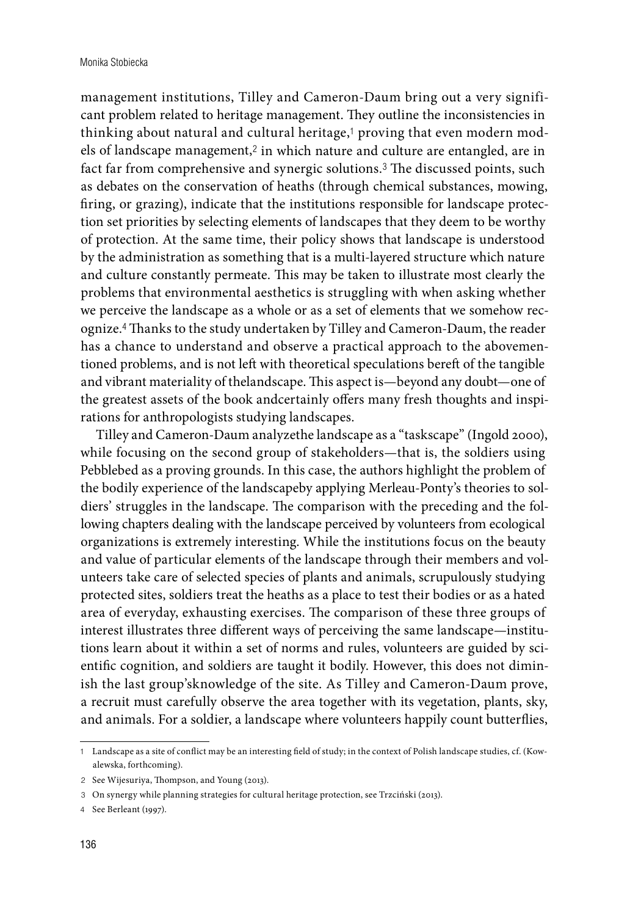management institutions, Tilley and Cameron-Daum bring out a very significant problem related to heritage management. They outline the inconsistencies in thinking about natural and cultural heritage,[1] proving that even modern models of landscape management,[2] in which nature and culture are entangled, are in fact far from comprehensive and synergic solutions.[3] The discussed points, such as debates on the conservation of heaths (through chemical substances, mowing, firing, or grazing), indicate that the institutions responsible for landscape protection set priorities by selecting elements of landscapes that they deem to be worthy of protection. At the same time, their policy shows that landscape is understood by the administration as something that is a multi-layered structure which nature and culture constantly permeate. This may be taken to illustrate most clearly the problems that environmental aesthetics is struggling with when asking whether we perceive the landscape as a whole or as a set of elements that we somehow recognize.[4] Thanks to the study undertaken by Tilley and Cameron-Daum, the reader has a chance to understand and observe a practical approach to the abovementioned problems, and is not left with theoretical speculations bereft of the tangible and vibrant materiality of thelandscape. This aspect is—beyond any doubt—one of the greatest assets of the book andcertainly offers many fresh thoughts and inspirations for anthropologists studying landscapes.

Tilley and Cameron-Daum analyzethe landscape as a "taskscape" (Ingold 2000), while focusing on the second group of stakeholders—that is, the soldiers using Pebblebed as a proving grounds. In this case, the authors highlight the problem of the bodily experience of the landscapeby applying Merleau-Ponty's theories to soldiers' struggles in the landscape. The comparison with the preceding and the following chapters dealing with the landscape perceived by volunteers from ecological organizations is extremely interesting. While the institutions focus on the beauty and value of particular elements of the landscape through their members and volunteers take care of selected species of plants and animals, scrupulously studying protected sites, soldiers treat the heaths as a place to test their bodies or as a hated area of everyday, exhausting exercises. The comparison of these three groups of interest illustrates three different ways of perceiving the same landscape—institutions learn about it within a set of norms and rules, volunteers are guided by scientific cognition, and soldiers are taught it bodily. However, this does not diminish the last group'sknowledge of the site. As Tilley and Cameron-Daum prove, a recruit must carefully observe the area together with its vegetation, plants, sky, and animals. For a soldier, a landscape where volunteers happily count butterflies,

---

1 Landscape as a site of conflict may be an interesting field of study; in the context of Polish landscape studies, cf. (Kowalewska, forthcoming).

2 See Wijesuriya, Thompson, and Young (2013).

3 On synergy while planning strategies for cultural heritage protection, see Trzciński (2013).

4 See Berleant (1997).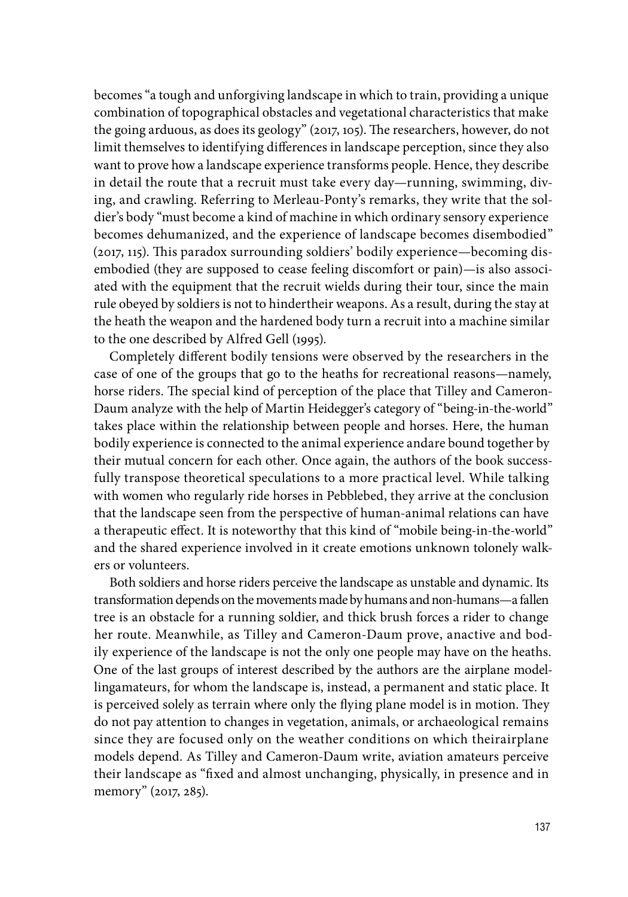becomes "a tough and unforgiving landscape in which to train, providing a unique combination of topographical obstacles and vegetational characteristics that make the going arduous, as does its geology" (2017, 105). The researchers, however, do not limit themselves to identifying differences in landscape perception, since they also want to prove how a landscape experience transforms people. Hence, they describe in detail the route that a recruit must take every day—running, swimming, diving, and crawling. Referring to Merleau-Ponty's remarks, they write that the soldier's body "must become a kind of machine in which ordinary sensory experience becomes dehumanized, and the experience of landscape becomes disembodied" (2017, 115). This paradox surrounding soldiers' bodily experience—becoming disembodied (they are supposed to cease feeling discomfort or pain)—is also associated with the equipment that the recruit wields during their tour, since the main rule obeyed by soldiers is not to hindertheir weapons. As a result, during the stay at the heath the weapon and the hardened body turn a recruit into a machine similar to the one described by Alfred Gell (1995).

Completely different bodily tensions were observed by the researchers in the case of one of the groups that go to the heaths for recreational reasons—namely, horse riders. The special kind of perception of the place that Tilley and Cameron-Daum analyze with the help of Martin Heidegger's category of "being-in-the-world" takes place within the relationship between people and horses. Here, the human bodily experience is connected to the animal experience andare bound together by their mutual concern for each other. Once again, the authors of the book successfully transpose theoretical speculations to a more practical level. While talking with women who regularly ride horses in Pebblebed, they arrive at the conclusion that the landscape seen from the perspective of human-animal relations can have a therapeutic effect. It is noteworthy that this kind of "mobile being-in-the-world" and the shared experience involved in it create emotions unknown tolonely walkers or volunteers.

Both soldiers and horse riders perceive the landscape as unstable and dynamic. Its transformation depends on the movements made by humans and non-humans—a fallen tree is an obstacle for a running soldier, and thick brush forces a rider to change her route. Meanwhile, as Tilley and Cameron-Daum prove, anactive and bodily experience of the landscape is not the only one people may have on the heaths. One of the last groups of interest described by the authors are the airplane modellingamateurs, for whom the landscape is, instead, a permanent and static place. It is perceived solely as terrain where only the flying plane model is in motion. They do not pay attention to changes in vegetation, animals, or archaeological remains since they are focused only on the weather conditions on which theirairplane models depend. As Tilley and Cameron-Daum write, aviation amateurs perceive their landscape as "fixed and almost unchanging, physically, in presence and in memory" (2017, 285).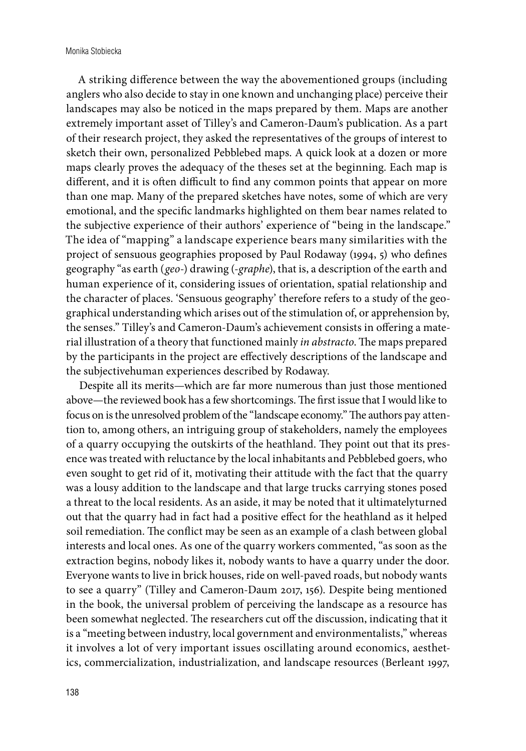A striking difference between the way the abovementioned groups (including anglers who also decide to stay in one known and unchanging place) perceive their landscapes may also be noticed in the maps prepared by them. Maps are another extremely important asset of Tilley's and Cameron-Daum's publication. As a part of their research project, they asked the representatives of the groups of interest to sketch their own, personalized Pebblebed maps. A quick look at a dozen or more maps clearly proves the adequacy of the theses set at the beginning. Each map is different, and it is often difficult to find any common points that appear on more than one map. Many of the prepared sketches have notes, some of which are very emotional, and the specific landmarks highlighted on them bear names related to the subjective experience of their authors' experience of "being in the landscape." The idea of "mapping" a landscape experience bears many similarities with the project of sensuous geographies proposed by Paul Rodaway (1994, 5) who defines geography "as earth (*geo-*) drawing (*-graphe*), that is, a description of the earth and human experience of it, considering issues of orientation, spatial relationship and the character of places. 'Sensuous geography' therefore refers to a study of the geographical understanding which arises out of the stimulation of, or apprehension by, the senses." Tilley's and Cameron-Daum's achievement consists in offering a material illustration of a theory that functioned mainly *in abstracto*. The maps prepared by the participants in the project are effectively descriptions of the landscape and the subjectivehuman experiences described by Rodaway.

Despite all its merits—which are far more numerous than just those mentioned above—the reviewed book has a few shortcomings. The first issue that I would like to focus on is the unresolved problem of the "landscape economy." The authors pay attention to, among others, an intriguing group of stakeholders, namely the employees of a quarry occupying the outskirts of the heathland. They point out that its presence was treated with reluctance by the local inhabitants and Pebblebed goers, who even sought to get rid of it, motivating their attitude with the fact that the quarry was a lousy addition to the landscape and that large trucks carrying stones posed a threat to the local residents. As an aside, it may be noted that it ultimatelyturned out that the quarry had in fact had a positive effect for the heathland as it helped soil remediation. The conflict may be seen as an example of a clash between global interests and local ones. As one of the quarry workers commented, "as soon as the extraction begins, nobody likes it, nobody wants to have a quarry under the door. Everyone wants to live in brick houses, ride on well-paved roads, but nobody wants to see a quarry" (Tilley and Cameron-Daum 2017, 156). Despite being mentioned in the book, the universal problem of perceiving the landscape as a resource has been somewhat neglected. The researchers cut off the discussion, indicating that it is a "meeting between industry, local government and environmentalists," whereas it involves a lot of very important issues oscillating around economics, aesthetics, commercialization, industrialization, and landscape resources (Berleant 1997,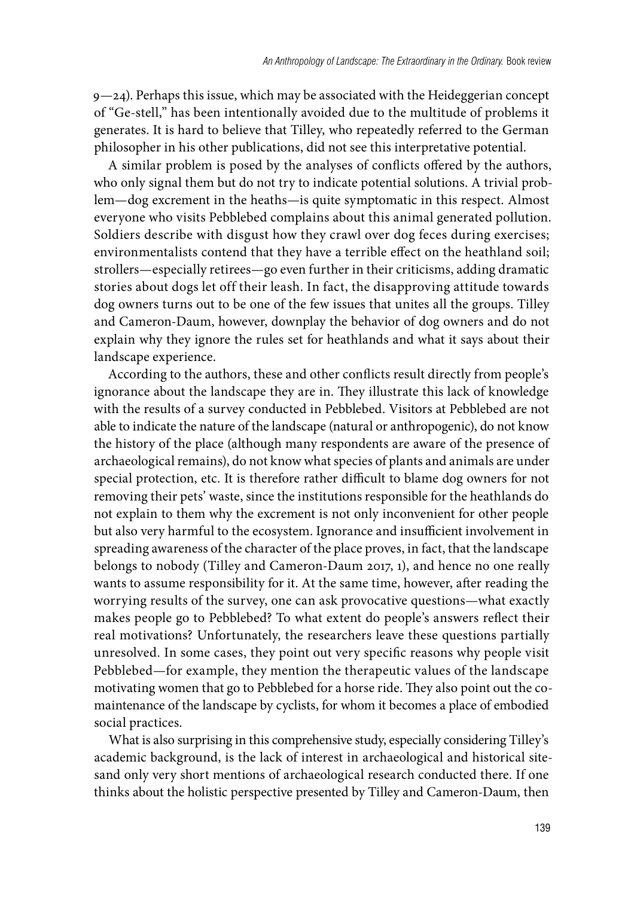9—24). Perhaps this issue, which may be associated with the Heideggerian concept of "Ge-stell," has been intentionally avoided due to the multitude of problems it generates. It is hard to believe that Tilley, who repeatedly referred to the German philosopher in his other publications, did not see this interpretative potential.

A similar problem is posed by the analyses of conflicts offered by the authors, who only signal them but do not try to indicate potential solutions. A trivial problem—dog excrement in the heaths—is quite symptomatic in this respect. Almost everyone who visits Pebblebed complains about this animal generated pollution. Soldiers describe with disgust how they crawl over dog feces during exercises; environmentalists contend that they have a terrible effect on the heathland soil; strollers—especially retirees—go even further in their criticisms, adding dramatic stories about dogs let off their leash. In fact, the disapproving attitude towards dog owners turns out to be one of the few issues that unites all the groups. Tilley and Cameron-Daum, however, downplay the behavior of dog owners and do not explain why they ignore the rules set for heathlands and what it says about their landscape experience.

According to the authors, these and other conflicts result directly from people's ignorance about the landscape they are in. They illustrate this lack of knowledge with the results of a survey conducted in Pebblebed. Visitors at Pebblebed are not able to indicate the nature of the landscape (natural or anthropogenic), do not know the history of the place (although many respondents are aware of the presence of archaeological remains), do not know what species of plants and animals are under special protection, etc. It is therefore rather difficult to blame dog owners for not removing their pets' waste, since the institutions responsible for the heathlands do not explain to them why the excrement is not only inconvenient for other people but also very harmful to the ecosystem. Ignorance and insufficient involvement in spreading awareness of the character of the place proves, in fact, that the landscape belongs to nobody (Tilley and Cameron-Daum 2017, 1), and hence no one really wants to assume responsibility for it. At the same time, however, after reading the worrying results of the survey, one can ask provocative questions—what exactly makes people go to Pebblebed? To what extent do people's answers reflect their real motivations? Unfortunately, the researchers leave these questions partially unresolved. In some cases, they point out very specific reasons why people visit Pebblebed—for example, they mention the therapeutic values of the landscape motivating women that go to Pebblebed for a horse ride. They also point out the co-maintenance of the landscape by cyclists, for whom it becomes a place of embodied social practices.

What is also surprising in this comprehensive study, especially considering Tilley's academic background, is the lack of interest in archaeological and historical sitesand only very short mentions of archaeological research conducted there. If one thinks about the holistic perspective presented by Tilley and Cameron-Daum, then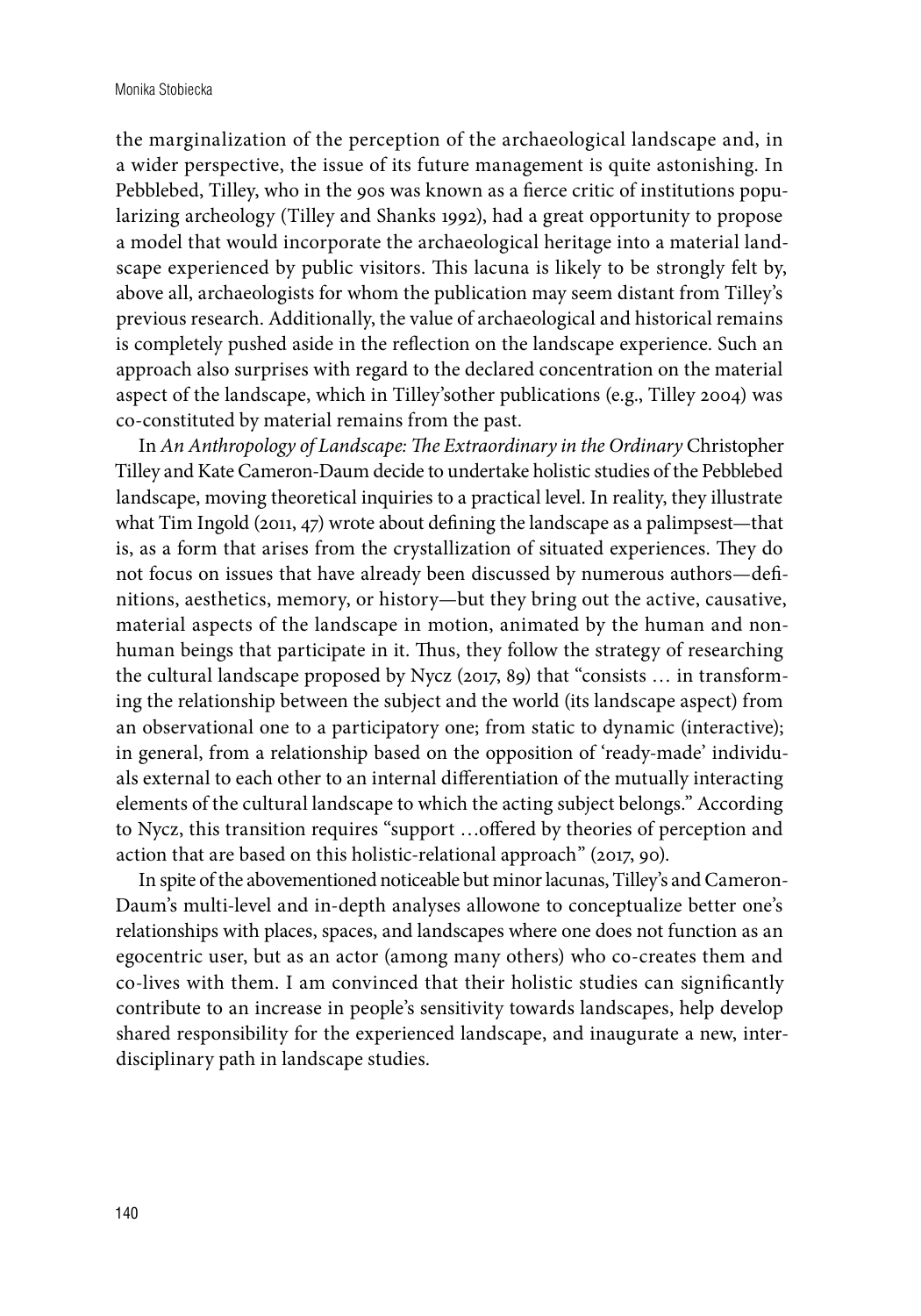the marginalization of the perception of the archaeological landscape and, in a wider perspective, the issue of its future management is quite astonishing. In Pebblebed, Tilley, who in the 90s was known as a fierce critic of institutions popularizing archeology (Tilley and Shanks 1992), had a great opportunity to propose a model that would incorporate the archaeological heritage into a material landscape experienced by public visitors. This lacuna is likely to be strongly felt by, above all, archaeologists for whom the publication may seem distant from Tilley's previous research. Additionally, the value of archaeological and historical remains is completely pushed aside in the reflection on the landscape experience. Such an approach also surprises with regard to the declared concentration on the material aspect of the landscape, which in Tilley'sother publications (e.g., Tilley 2004) was co-constituted by material remains from the past.

In *An Anthropology of Landscape: The Extraordinary in the Ordinary* Christopher Tilley and Kate Cameron-Daum decide to undertake holistic studies of the Pebblebed landscape, moving theoretical inquiries to a practical level. In reality, they illustrate what Tim Ingold (2011, 47) wrote about defining the landscape as a palimpsest—that is, as a form that arises from the crystallization of situated experiences. They do not focus on issues that have already been discussed by numerous authors—definitions, aesthetics, memory, or history—but they bring out the active, causative, material aspects of the landscape in motion, animated by the human and nonhuman beings that participate in it. Thus, they follow the strategy of researching the cultural landscape proposed by Nycz (2017, 89) that "consists … in transforming the relationship between the subject and the world (its landscape aspect) from an observational one to a participatory one; from static to dynamic (interactive); in general, from a relationship based on the opposition of 'ready-made' individuals external to each other to an internal differentiation of the mutually interacting elements of the cultural landscape to which the acting subject belongs." According to Nycz, this transition requires "support …offered by theories of perception and action that are based on this holistic-relational approach" (2017, 90).

In spite of the abovementioned noticeable but minor lacunas, Tilley's and Cameron-Daum's multi-level and in-depth analyses allowone to conceptualize better one's relationships with places, spaces, and landscapes where one does not function as an egocentric user, but as an actor (among many others) who co-creates them and co-lives with them. I am convinced that their holistic studies can significantly contribute to an increase in people's sensitivity towards landscapes, help develop shared responsibility for the experienced landscape, and inaugurate a new, interdisciplinary path in landscape studies.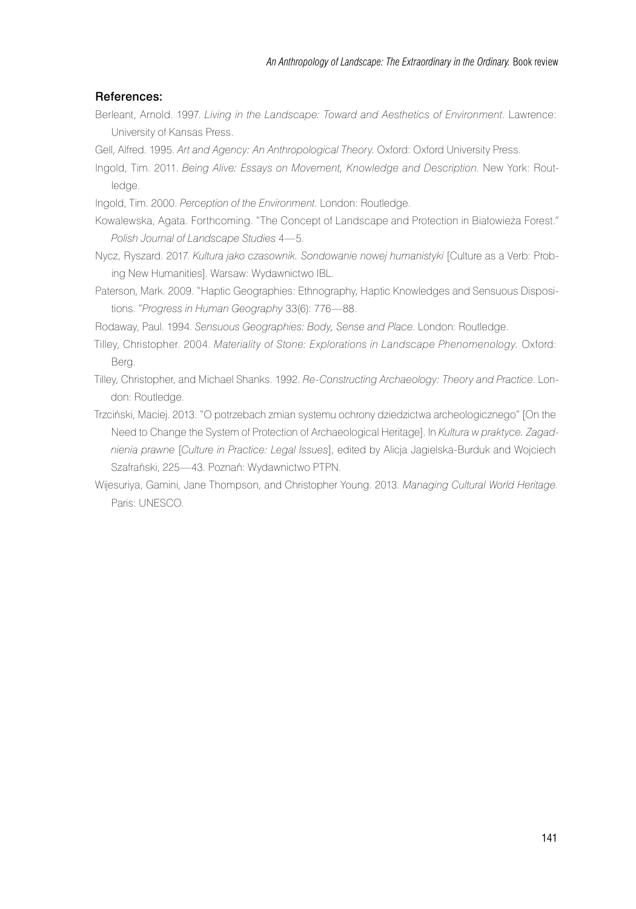## References:

Berleant, Arnold. 1997. *Living in the Landscape: Toward and Aesthetics of Environment*. Lawrence: University of Kansas Press.

Gell, Alfred. 1995. *Art and Agency: An Anthropological Theory*. Oxford: Oxford University Press.

Ingold, Tim. 2011. *Being Alive: Essays on Movement, Knowledge and Description*. New York: Routledge.

Ingold, Tim. 2000. *Perception of the Environment*. London: Routledge.

Kowalewska, Agata. Forthcoming. "The Concept of Landscape and Protection in Białowieża Forest." *Polish Journal of Landscape Studies* 4—5.

Nycz, Ryszard. 2017. *Kultura jako czasownik. Sondowanie nowej humanistyki* [Culture as a Verb: Probing New Humanities]. Warsaw: Wydawnictwo IBL.

Paterson, Mark. 2009. "Haptic Geographies: Ethnography, Haptic Knowledges and Sensuous Dispositions. "*Progress in Human Geography* 33(6): 776—88.

Rodaway, Paul. 1994. *Sensuous Geographies: Body, Sense and Place*. London: Routledge.

Tilley, Christopher. 2004. *Materiality of Stone: Explorations in Landscape Phenomenology.* Oxford: Berg.

Tilley, Christopher, and Michael Shanks. 1992. *Re-Constructing Archaeology: Theory and Practice*. London: Routledge.

Trzciński, Maciej. 2013. "O potrzebach zmian systemu ochrony dziedzictwa archeologicznego" [On the Need to Change the System of Protection of Archaeological Heritage]. In *Kultura w praktyce. Zagadnienia prawne* [*Culture in Practice: Legal Issues*], edited by Alicja Jagielska-Burduk and Wojciech Szafrański, 225—43. Poznań: Wydawnictwo PTPN.

Wijesuriya, Gamini, Jane Thompson, and Christopher Young. 2013. *Managing Cultural World Heritage.* Paris: UNESCO.